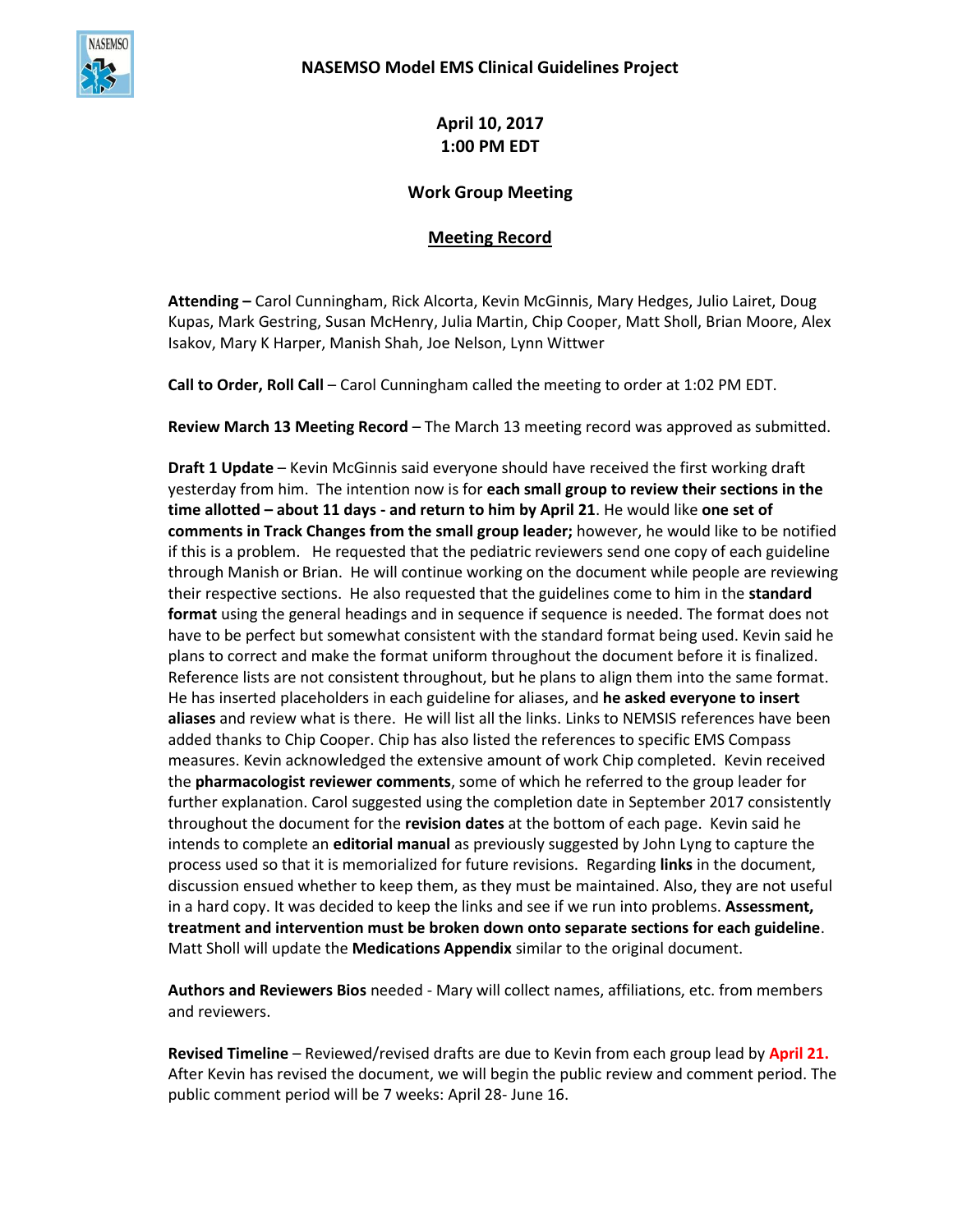# NASEMSO Model EMS Clinical Guidelines Project

**April 10, 2017**
**1:00 PM EDT**

## Work Group Meeting

### Meeting Record

**Attending –** Carol Cunningham, Rick Alcorta, Kevin McGinnis, Mary Hedges, Julio Lairet, Doug Kupas, Mark Gestring, Susan McHenry, Julia Martin, Chip Cooper, Matt Sholl, Brian Moore, Alex Isakov, Mary K Harper, Manish Shah, Joe Nelson, Lynn Wittwer

**Call to Order, Roll Call** – Carol Cunningham called the meeting to order at 1:02 PM EDT.

**Review March 13 Meeting Record** – The March 13 meeting record was approved as submitted.

**Draft 1 Update** – Kevin McGinnis said everyone should have received the first working draft yesterday from him. The intention now is for **each small group to review their sections in the time allotted – about 11 days - and return to him by April 21**. He would like **one set of comments in Track Changes from the small group leader;** however, he would like to be notified if this is a problem. He requested that the pediatric reviewers send one copy of each guideline through Manish or Brian. He will continue working on the document while people are reviewing their respective sections. He also requested that the guidelines come to him in the **standard format** using the general headings and in sequence if sequence is needed. The format does not have to be perfect but somewhat consistent with the standard format being used. Kevin said he plans to correct and make the format uniform throughout the document before it is finalized. Reference lists are not consistent throughout, but he plans to align them into the same format. He has inserted placeholders in each guideline for aliases, and **he asked everyone to insert aliases** and review what is there. He will list all the links. Links to NEMSIS references have been added thanks to Chip Cooper. Chip has also listed the references to specific EMS Compass measures. Kevin acknowledged the extensive amount of work Chip completed. Kevin received the **pharmacologist reviewer comments**, some of which he referred to the group leader for further explanation. Carol suggested using the completion date in September 2017 consistently throughout the document for the **revision dates** at the bottom of each page. Kevin said he intends to complete an **editorial manual** as previously suggested by John Lyng to capture the process used so that it is memorialized for future revisions. Regarding **links** in the document, discussion ensued whether to keep them, as they must be maintained. Also, they are not useful in a hard copy. It was decided to keep the links and see if we run into problems. **Assessment, treatment and intervention must be broken down onto separate sections for each guideline**. Matt Sholl will update the **Medications Appendix** similar to the original document.

**Authors and Reviewers Bios** needed - Mary will collect names, affiliations, etc. from members and reviewers.

**Revised Timeline** – Reviewed/revised drafts are due to Kevin from each group lead by **April 21.** After Kevin has revised the document, we will begin the public review and comment period. The public comment period will be 7 weeks: April 28- June 16.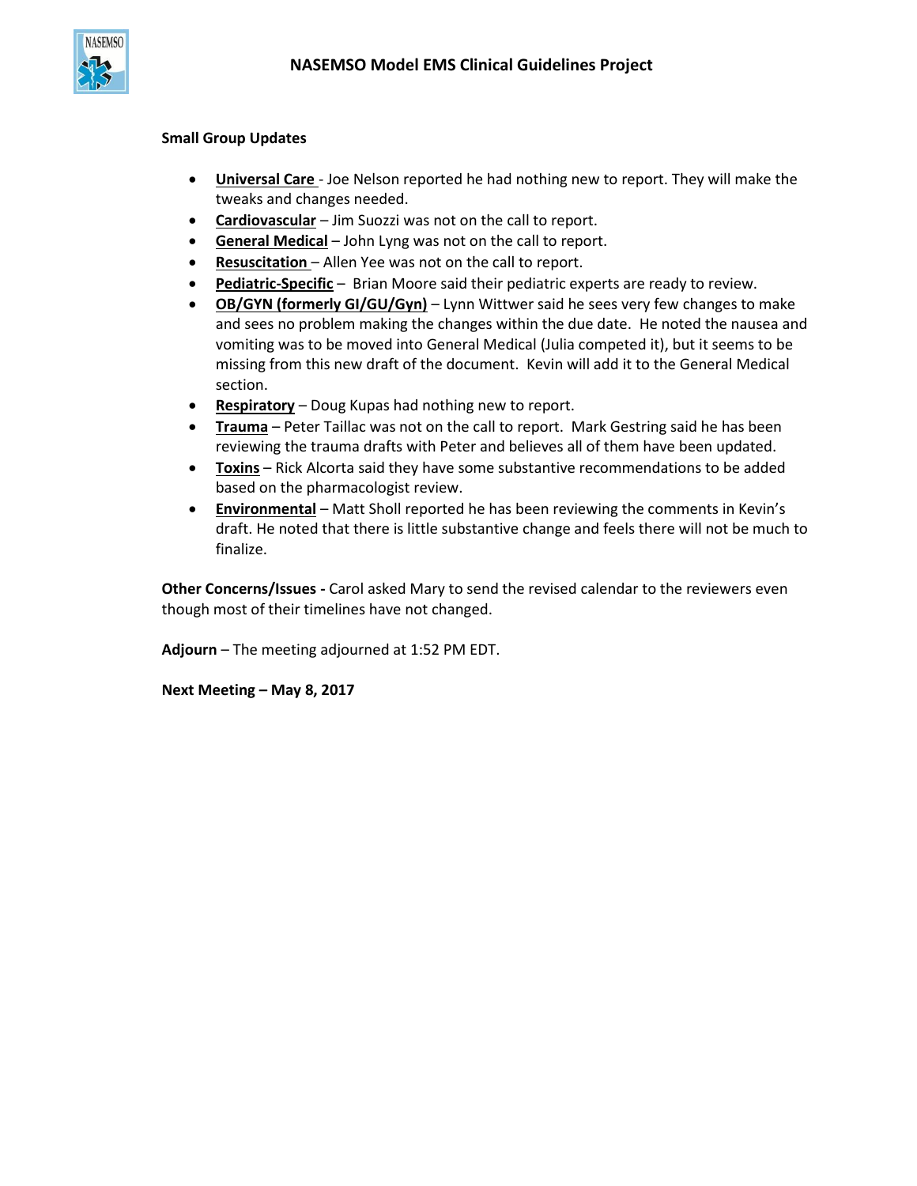**Small Group Updates**

- **Universal Care** - Joe Nelson reported he had nothing new to report. They will make the tweaks and changes needed.
- **Cardiovascular** – Jim Suozzi was not on the call to report.
- **General Medical** – John Lyng was not on the call to report.
- **Resuscitation** – Allen Yee was not on the call to report.
- **Pediatric-Specific** – Brian Moore said their pediatric experts are ready to review.
- **OB/GYN (formerly GI/GU/Gyn)** – Lynn Wittwer said he sees very few changes to make and sees no problem making the changes within the due date. He noted the nausea and vomiting was to be moved into General Medical (Julia competed it), but it seems to be missing from this new draft of the document. Kevin will add it to the General Medical section.
- **Respiratory** – Doug Kupas had nothing new to report.
- **Trauma** – Peter Taillac was not on the call to report. Mark Gestring said he has been reviewing the trauma drafts with Peter and believes all of them have been updated.
- **Toxins** – Rick Alcorta said they have some substantive recommendations to be added based on the pharmacologist review.
- **Environmental** – Matt Sholl reported he has been reviewing the comments in Kevin's draft. He noted that there is little substantive change and feels there will not be much to finalize.

**Other Concerns/Issues -** Carol asked Mary to send the revised calendar to the reviewers even though most of their timelines have not changed.

**Adjourn** – The meeting adjourned at 1:52 PM EDT.

**Next Meeting – May 8, 2017**